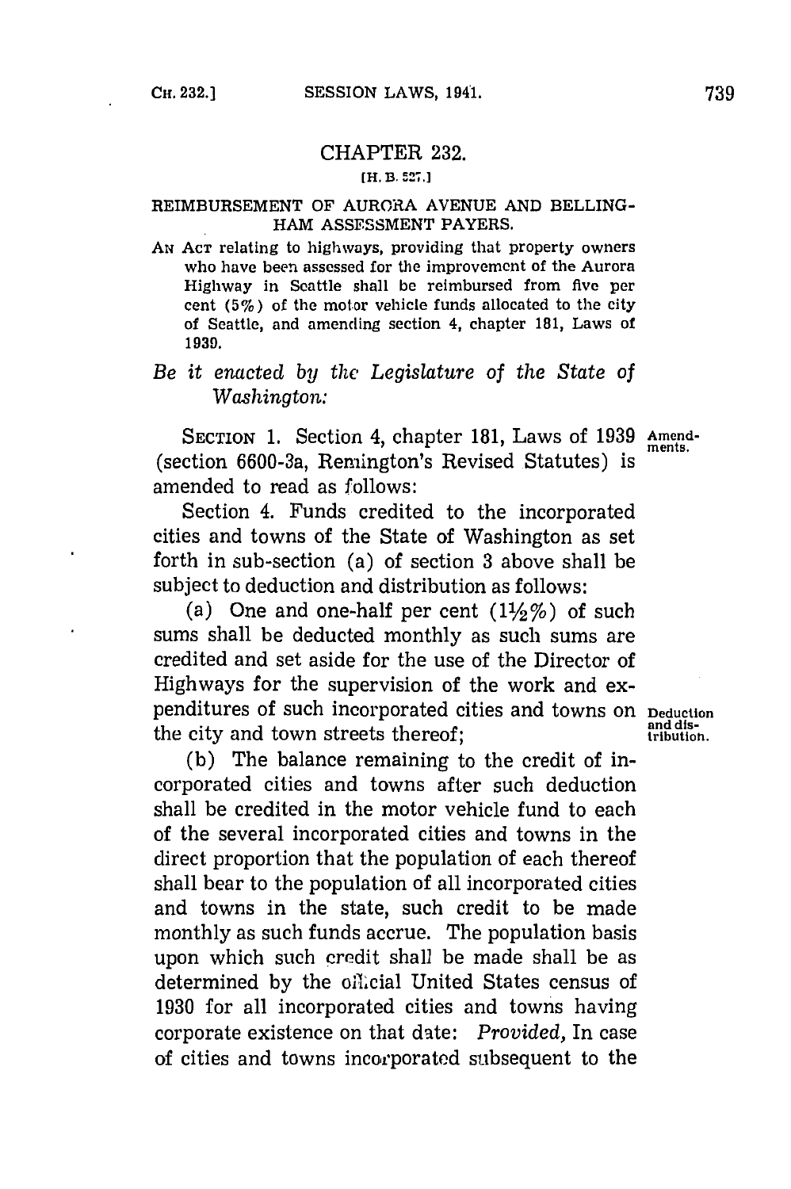## CHAPTER 232.

[H. B. 527.]

### REIMBURSEMENT OF AURORA AVENUE AND BELLINGHAM ASSESSMENT PAYERS.

AN ACT relating to highways, providing that property owners who have been assessed for the improvement of the Aurora Highway in Seattle shall be reimbursed from five per cent (5%) of the motor vehicle funds allocated to the city of Seattle, and amending section 4, chapter 181, Laws of 1939.

*Be it enacted by the Legislature of the State of Washington:*

SECTION 1. Section 4, chapter 181, Laws of 1939 (section 6600-3a, Remington's Revised Statutes) is amended to read as follows:

Amendments.

Section 4. Funds credited to the incorporated cities and towns of the State of Washington as set forth in sub-section (a) of section 3 above shall be subject to deduction and distribution as follows:

(a) One and one-half per cent (1½%) of such sums shall be deducted monthly as such sums are credited and set aside for the use of the Director of Highways for the supervision of the work and expenditures of such incorporated cities and towns on the city and town streets thereof;

Deduction and distribution.

(b) The balance remaining to the credit of incorporated cities and towns after such deduction shall be credited in the motor vehicle fund to each of the several incorporated cities and towns in the direct proportion that the population of each thereof shall bear to the population of all incorporated cities and towns in the state, such credit to be made monthly as such funds accrue. The population basis upon which such credit shall be made shall be as determined by the official United States census of 1930 for all incorporated cities and towns having corporate existence on that date: *Provided,* In case of cities and towns incorporated subsequent to the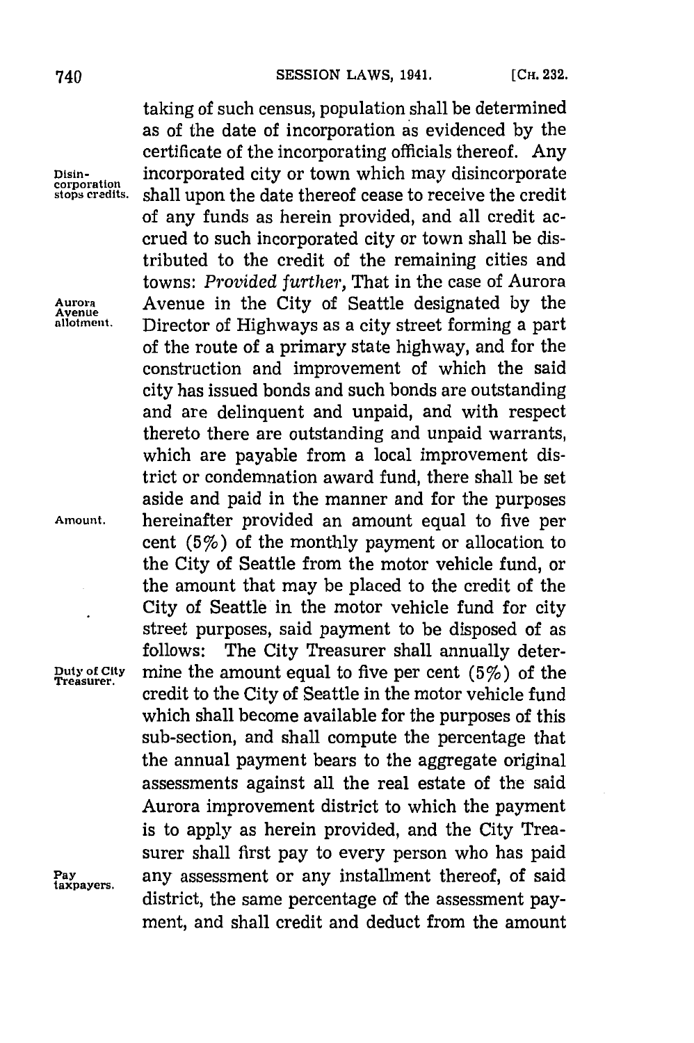taking of such census, population shall be determined as of the date of incorporation as evidenced by the certificate of the incorporating officials thereof. Any incorporated city or town which may disincorporate shall upon the date thereof cease to receive the credit of any funds as herein provided, and all credit accrued to such incorporated city or town shall be distributed to the credit of the remaining cities and towns: *Provided further*, That in the case of Aurora Avenue in the City of Seattle designated by the Director of Highways as a city street forming a part of the route of a primary state highway, and for the construction and improvement of which the said city has issued bonds and such bonds are outstanding and are delinquent and unpaid, and with respect thereto there are outstanding and unpaid warrants, which are payable from a local improvement district or condemnation award fund, there shall be set aside and paid in the manner and for the purposes hereinafter provided an amount equal to five per cent (5%) of the monthly payment or allocation to the City of Seattle from the motor vehicle fund, or the amount that may be placed to the credit of the City of Seattle in the motor vehicle fund for city street purposes, said payment to be disposed of as follows: The City Treasurer shall annually determine the amount equal to five per cent (5%) of the credit to the City of Seattle in the motor vehicle fund which shall become available for the purposes of this sub-section, and shall compute the percentage that the annual payment bears to the aggregate original assessments against all the real estate of the said Aurora improvement district to which the payment is to apply as herein provided, and the City Treasurer shall first pay to every person who has paid any assessment or any installment thereof, of said district, the same percentage of the assessment payment, and shall credit and deduct from the amount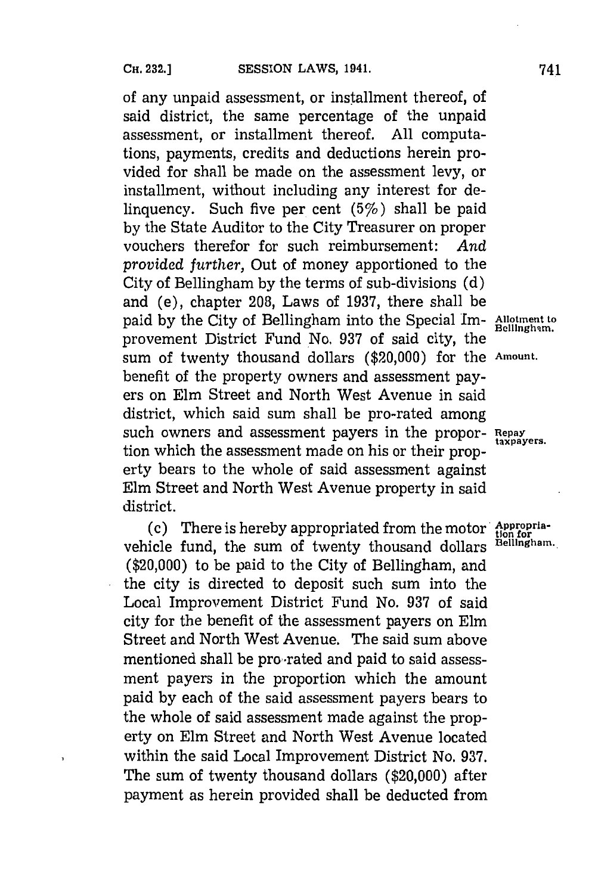of any unpaid assessment, or installment thereof, of said district, the same percentage of the unpaid assessment, or installment thereof. All computations, payments, credits and deductions herein provided for shall be made on the assessment levy, or installment, without including any interest for delinquency. Such five per cent (5%) shall be paid by the State Auditor to the City Treasurer on proper vouchers therefor for such reimbursement: *And provided further,* Out of money apportioned to the City of Bellingham by the terms of sub-divisions (d) and (e), chapter 208, Laws of 1937, there shall be paid by the City of Bellingham into the Special Improvement District Fund No. 937 of said city, the sum of twenty thousand dollars ($20,000) for the benefit of the property owners and assessment payers on Elm Street and North West Avenue in said district, which said sum shall be pro-rated among such owners and assessment payers in the proportion which the assessment made on his or their property bears to the whole of said assessment against Elm Street and North West Avenue property in said district.

Allotment to Bellingham.

Amount.

Repay taxpayers.

(c) There is hereby appropriated from the motor vehicle fund, the sum of twenty thousand dollars ($20,000) to be paid to the City of Bellingham, and the city is directed to deposit such sum into the Local Improvement District Fund No. 937 of said city for the benefit of the assessment payers on Elm Street and North West Avenue. The said sum above mentioned shall be pro-rated and paid to said assessment payers in the proportion which the amount paid by each of the said assessment payers bears to the whole of said assessment made against the property on Elm Street and North West Avenue located within the said Local Improvement District No. 937. The sum of twenty thousand dollars ($20,000) after payment as herein provided shall be deducted from

Appropriation for Bellingham.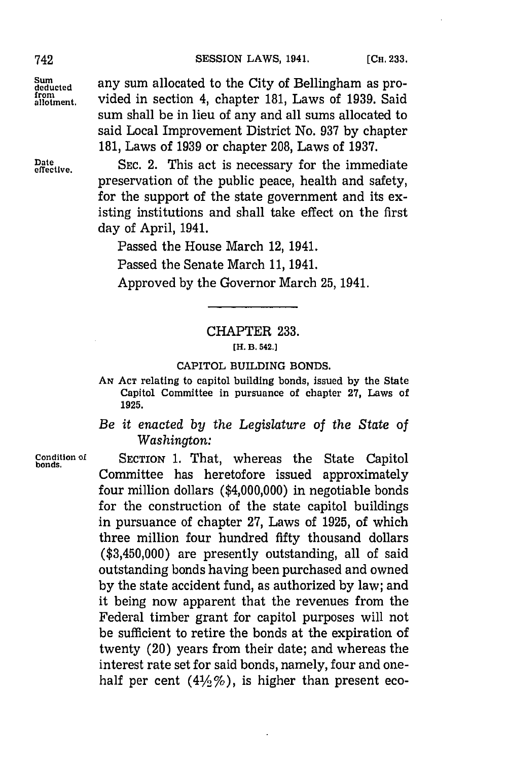any sum allocated to the City of Bellingham as provided in section 4, chapter 181, Laws of 1939. Said sum shall be in lieu of any and all sums allocated to said Local Improvement District No. 937 by chapter 181, Laws of 1939 or chapter 208, Laws of 1937.

Sum deducted from allotment.

SEC. 2. This act is necessary for the immediate preservation of the public peace, health and safety, for the support of the state government and its existing institutions and shall take effect on the first day of April, 1941.

Date effective.

Passed the House March 12, 1941.

Passed the Senate March 11, 1941.

Approved by the Governor March 25, 1941.

---

## CHAPTER 233.

[H. B. 542.]

### CAPITOL BUILDING BONDS.

AN ACT relating to capitol building bonds, issued by the State Capitol Committee in pursuance of chapter 27, Laws of 1925.

*Be it enacted by the Legislature of the State of Washington:*

Condition of bonds.

SECTION 1. That, whereas the State Capitol Committee has heretofore issued approximately four million dollars ($4,000,000) in negotiable bonds for the construction of the state capitol buildings in pursuance of chapter 27, Laws of 1925, of which three million four hundred fifty thousand dollars ($3,450,000) are presently outstanding, all of said outstanding bonds having been purchased and owned by the state accident fund, as authorized by law; and it being now apparent that the revenues from the Federal timber grant for capitol purposes will not be sufficient to retire the bonds at the expiration of twenty (20) years from their date; and whereas the interest rate set for said bonds, namely, four and one-half per cent (4½%), is higher than present eco-